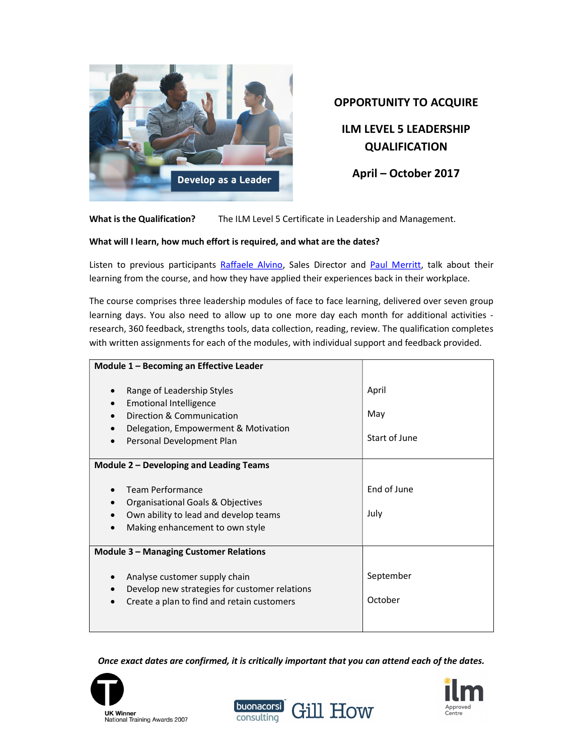# OPPORTUNITY TO ACQUIRE

## ILM LEVEL 5 LEADERSHIP QUALIFICATION

## April – October 2017

**What is the Qualification?** The ILM Level 5 Certificate in Leadership and Management.

**What will I learn, how much effort is required, and what are the dates?**

Listen to previous participants Raffaele Alvino, Sales Director and Paul Merritt, talk about their learning from the course, and how they have applied their experiences back in their workplace.

The course comprises three leadership modules of face to face learning, delivered over seven group learning days. You also need to allow up to one more day each month for additional activities - research, 360 feedback, strengths tools, data collection, reading, review. The qualification completes with written assignments for each of the modules, with individual support and feedback provided.

| Module | Dates |
|---|---|
| **Module 1 – Becoming an Effective Leader**<br>• Range of Leadership Styles<br>• Emotional Intelligence<br>• Direction & Communication<br>• Delegation, Empowerment & Motivation<br>• Personal Development Plan | April<br>May<br>Start of June |
| **Module 2 – Developing and Leading Teams**<br>• Team Performance<br>• Organisational Goals & Objectives<br>• Own ability to lead and develop teams<br>• Making enhancement to own style | End of June<br>July |
| **Module 3 – Managing Customer Relations**<br>• Analyse customer supply chain<br>• Develop new strategies for customer relations<br>• Create a plan to find and retain customers | September<br>October |

***Once exact dates are confirmed, it is critically important that you can attend each of the dates.***

UK Winner
National Training Awards 2007

buonacorsi consulting Gill How

ilm Approved Centre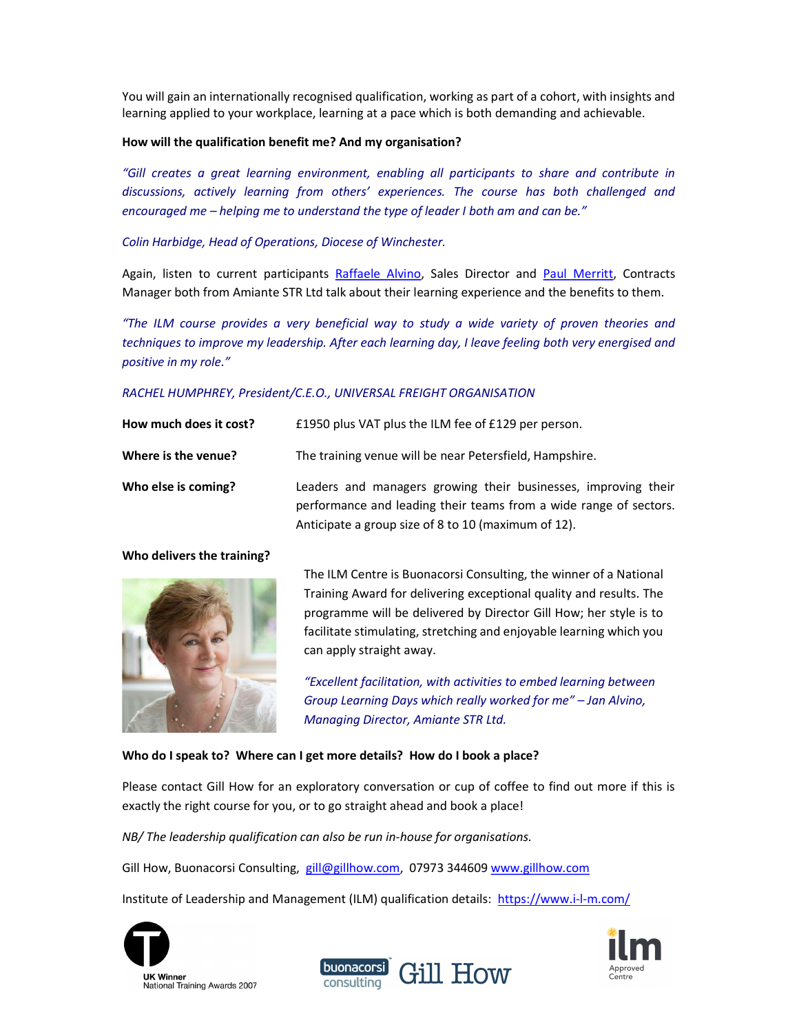You will gain an internationally recognised qualification, working as part of a cohort, with insights and learning applied to your workplace, learning at a pace which is both demanding and achievable.

**How will the qualification benefit me? And my organisation?**

*"Gill creates a great learning environment, enabling all participants to share and contribute in discussions, actively learning from others' experiences. The course has both challenged and encouraged me – helping me to understand the type of leader I both am and can be."*

*Colin Harbidge, Head of Operations, Diocese of Winchester.*

Again, listen to current participants Raffaele Alvino, Sales Director and Paul Merritt, Contracts Manager both from Amiante STR Ltd talk about their learning experience and the benefits to them.

*"The ILM course provides a very beneficial way to study a wide variety of proven theories and techniques to improve my leadership. After each learning day, I leave feeling both very energised and positive in my role."*

*RACHEL HUMPHREY, President/C.E.O., UNIVERSAL FREIGHT ORGANISATION*

| | |
|---|---|
| **How much does it cost?** | £1950 plus VAT plus the ILM fee of £129 per person. |
| **Where is the venue?** | The training venue will be near Petersfield, Hampshire. |
| **Who else is coming?** | Leaders and managers growing their businesses, improving their performance and leading their teams from a wide range of sectors. Anticipate a group size of 8 to 10 (maximum of 12). |

**Who delivers the training?**

The ILM Centre is Buonacorsi Consulting, the winner of a National Training Award for delivering exceptional quality and results. The programme will be delivered by Director Gill How; her style is to facilitate stimulating, stretching and enjoyable learning which you can apply straight away.

*"Excellent facilitation, with activities to embed learning between Group Learning Days which really worked for me" – Jan Alvino, Managing Director, Amiante STR Ltd.*

**Who do I speak to? Where can I get more details? How do I book a place?**

Please contact Gill How for an exploratory conversation or cup of coffee to find out more if this is exactly the right course for you, or to go straight ahead and book a place!

*NB/ The leadership qualification can also be run in-house for organisations.*

Gill How, Buonacorsi Consulting, gill@gillhow.com, 07973 344609 www.gillhow.com

Institute of Leadership and Management (ILM) qualification details: https://www.i-l-m.com/

UK Winner
National Training Awards 2007

buonacorsi consulting Gill How

ilm Approved Centre